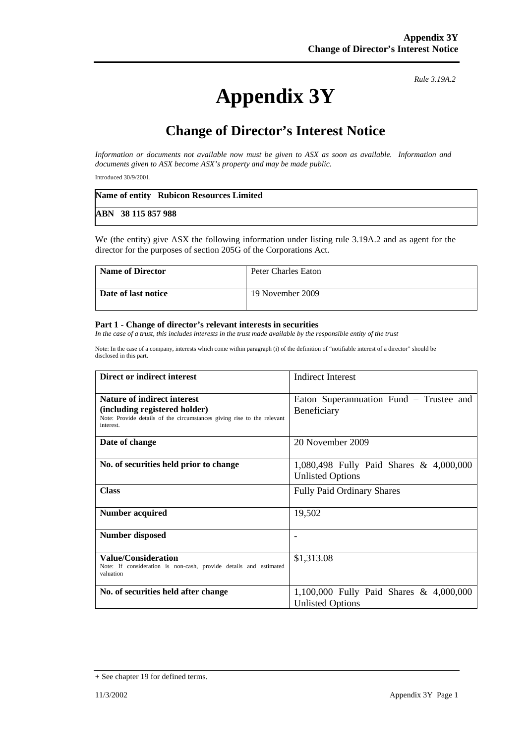*Rule 3.19A.2*

# Appendix 3Y

## Change of Director's Interest Notice

*Information or documents not available now must be given to ASX as soon as available. Information and documents given to ASX become ASX's property and may be made public.*

Introduced 30/9/2001.

| **Name of entity Rubicon Resources Limited** |
|---|
| **ABN 38 115 857 988** |

We (the entity) give ASX the following information under listing rule 3.19A.2 and as agent for the director for the purposes of section 205G of the Corporations Act.

| **Name of Director** | Peter Charles Eaton |
|---|---|
| **Date of last notice** | 19 November 2009 |

**Part 1 - Change of director's relevant interests in securities**
*In the case of a trust, this includes interests in the trust made available by the responsible entity of the trust*

Note: In the case of a company, interests which come within paragraph (i) of the definition of "notifiable interest of a director" should be disclosed in this part.

| **Direct or indirect interest** | Indirect Interest |
|---|---|
| **Nature of indirect interest (including registered holder)** Note: Provide details of the circumstances giving rise to the relevant interest. | Eaton Superannuation Fund – Trustee and Beneficiary |
| **Date of change** | 20 November 2009 |
| **No. of securities held prior to change** | 1,080,498 Fully Paid Shares & 4,000,000 Unlisted Options |
| **Class** | Fully Paid Ordinary Shares |
| **Number acquired** | 19,502 |
| **Number disposed** | - |
| **Value/Consideration** Note: If consideration is non-cash, provide details and estimated valuation | $1,313.08 |
| **No. of securities held after change** | 1,100,000 Fully Paid Shares & 4,000,000 Unlisted Options |

+ See chapter 19 for defined terms.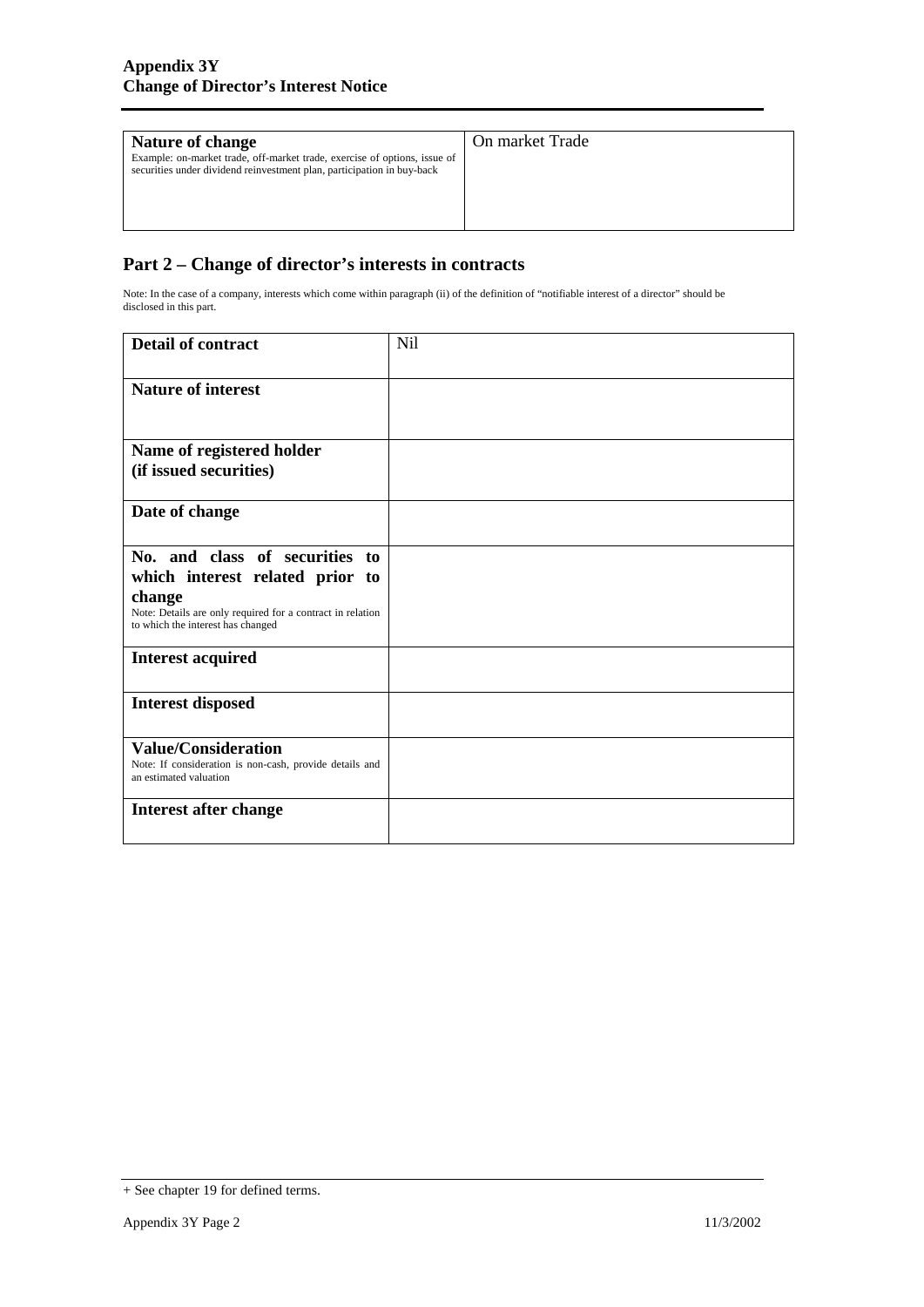| | |
|---|---|
| **Nature of change**<br>Example: on-market trade, off-market trade, exercise of options, issue of securities under dividend reinvestment plan, participation in buy-back | On market Trade |

## Part 2 – Change of director's interests in contracts

Note: In the case of a company, interests which come within paragraph (ii) of the definition of "notifiable interest of a director" should be disclosed in this part.

| | |
|---|---|
| **Detail of contract** | Nil |
| **Nature of interest** | |
| **Name of registered holder (if issued securities)** | |
| **Date of change** | |
| **No. and class of securities to which interest related prior to change**<br>Note: Details are only required for a contract in relation to which the interest has changed | |
| **Interest acquired** | |
| **Interest disposed** | |
| **Value/Consideration**<br>Note: If consideration is non-cash, provide details and an estimated valuation | |
| **Interest after change** | |

+ See chapter 19 for defined terms.